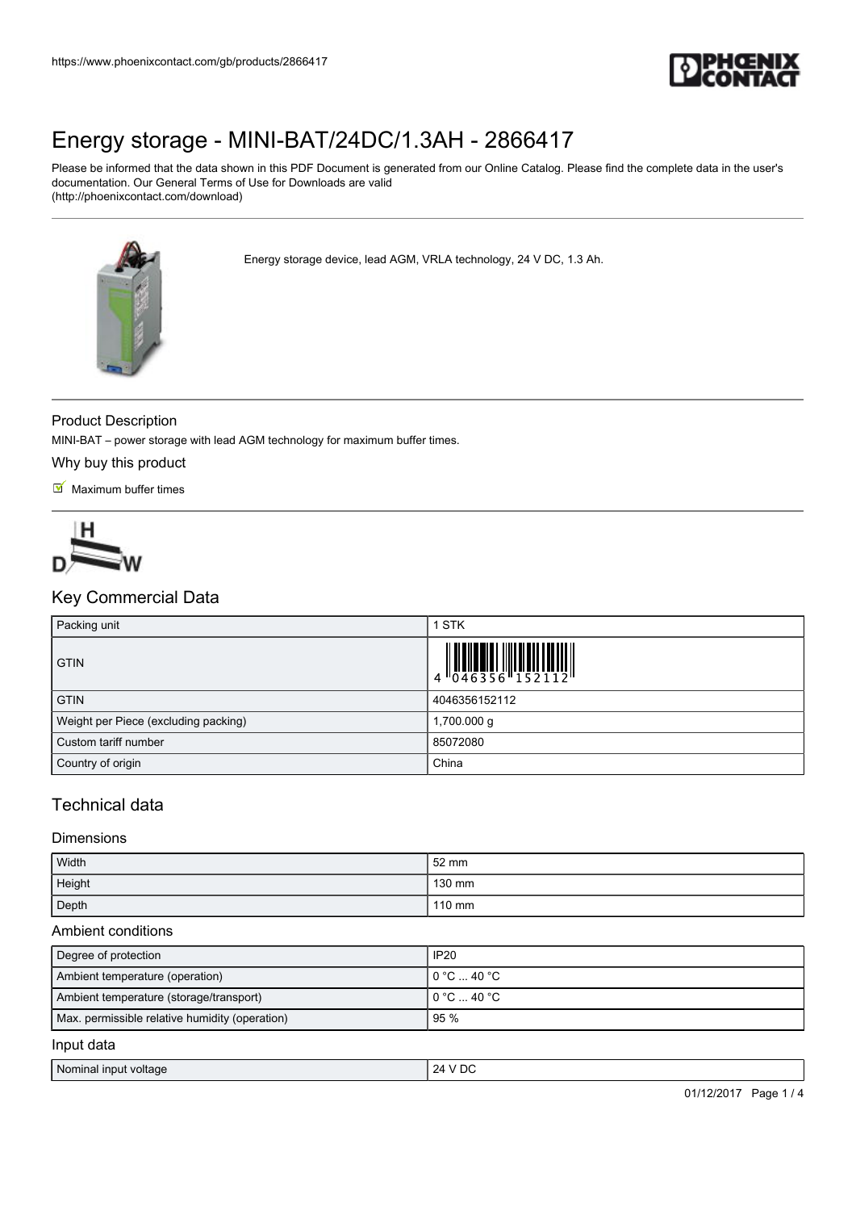https://www.phoenixcontact.com/gb/products/2866417

# Energy storage - MINI-BAT/24DC/1.3AH - 2866417

Please be informed that the data shown in this PDF Document is generated from our Online Catalog. Please find the complete data in the user's documentation. Our General Terms of Use for Downloads are valid
(http://phoenixcontact.com/download)

Energy storage device, lead AGM, VRLA technology, 24 V DC, 1.3 Ah.

## Product Description

MINI-BAT – power storage with lead AGM technology for maximum buffer times.

### Why buy this product

- Maximum buffer times

## Key Commercial Data

| | |
|---|---|
| Packing unit | 1 STK |
| GTIN | 4 046356 152112 |
| GTIN | 4046356152112 |
| Weight per Piece (excluding packing) | 1,700.000 g |
| Custom tariff number | 85072080 |
| Country of origin | China |

## Technical data

### Dimensions

| | |
|---|---|
| Width | 52 mm |
| Height | 130 mm |
| Depth | 110 mm |

### Ambient conditions

| | |
|---|---|
| Degree of protection | IP20 |
| Ambient temperature (operation) | 0 °C ... 40 °C |
| Ambient temperature (storage/transport) | 0 °C ... 40 °C |
| Max. permissible relative humidity (operation) | 95 % |

### Input data

| | |
|---|---|
| Nominal input voltage | 24 V DC |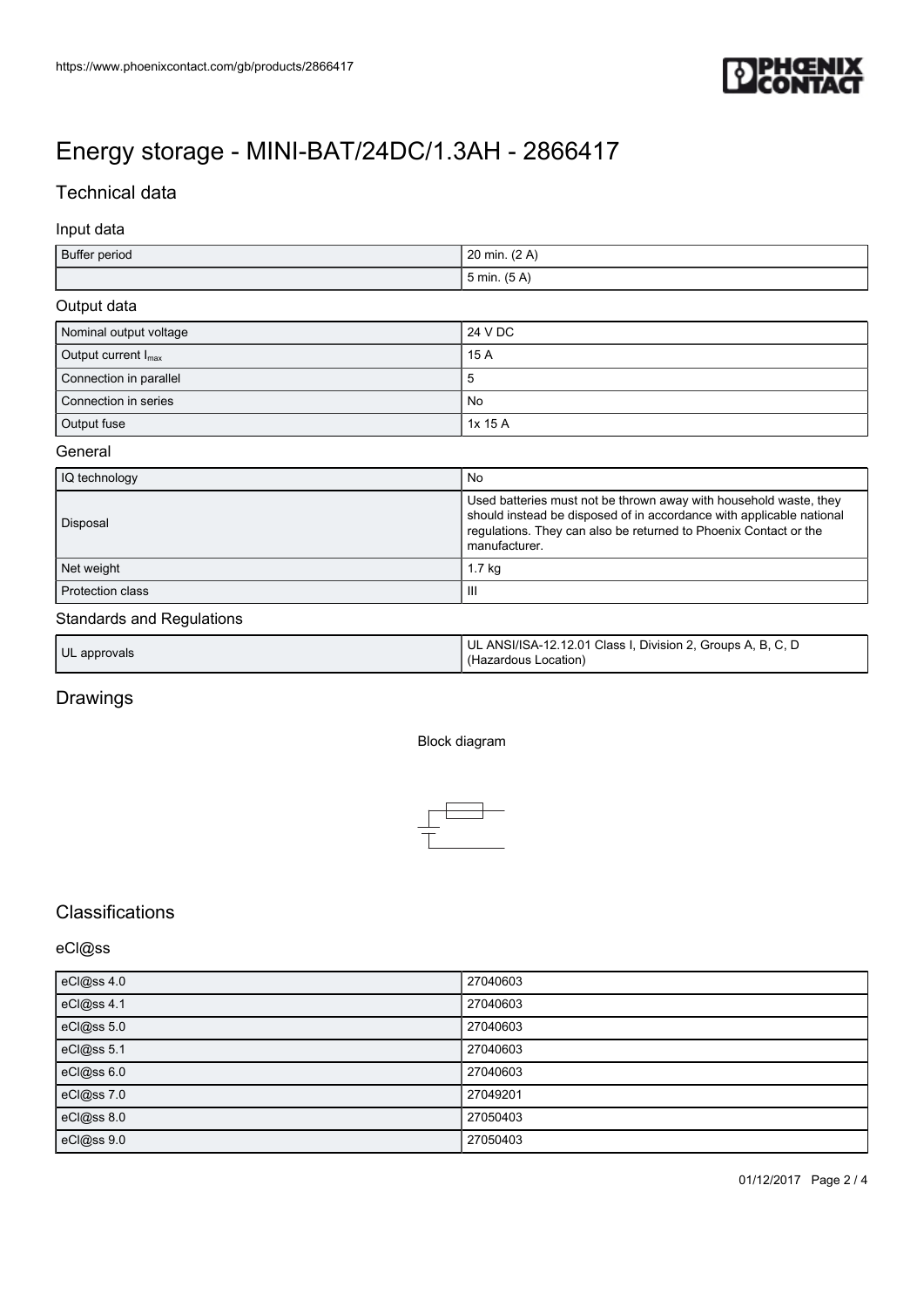# Energy storage - MINI-BAT/24DC/1.3AH - 2866417

## Technical data

### Input data

| | |
|---|---|
| Buffer period | 20 min. (2 A) |
| | 5 min. (5 A) |

### Output data

| | |
|---|---|
| Nominal output voltage | 24 V DC |
| Output current $I_{max}$ | 15 A |
| Connection in parallel | 5 |
| Connection in series | No |
| Output fuse | 1x 15 A |

### General

| | |
|---|---|
| IQ technology | No |
| Disposal | Used batteries must not be thrown away with household waste, they should instead be disposed of in accordance with applicable national regulations. They can also be returned to Phoenix Contact or the manufacturer. |
| Net weight | 1.7 kg |
| Protection class | III |

### Standards and Regulations

| | |
|---|---|
| UL approvals | UL ANSI/ISA-12.12.01 Class I, Division 2, Groups A, B, C, D (Hazardous Location) |

## Drawings

Block diagram

## Classifications

### eCl@ss

| | |
|---|---|
| eCl@ss 4.0 | 27040603 |
| eCl@ss 4.1 | 27040603 |
| eCl@ss 5.0 | 27040603 |
| eCl@ss 5.1 | 27040603 |
| eCl@ss 6.0 | 27040603 |
| eCl@ss 7.0 | 27049201 |
| eCl@ss 8.0 | 27050403 |
| eCl@ss 9.0 | 27050403 |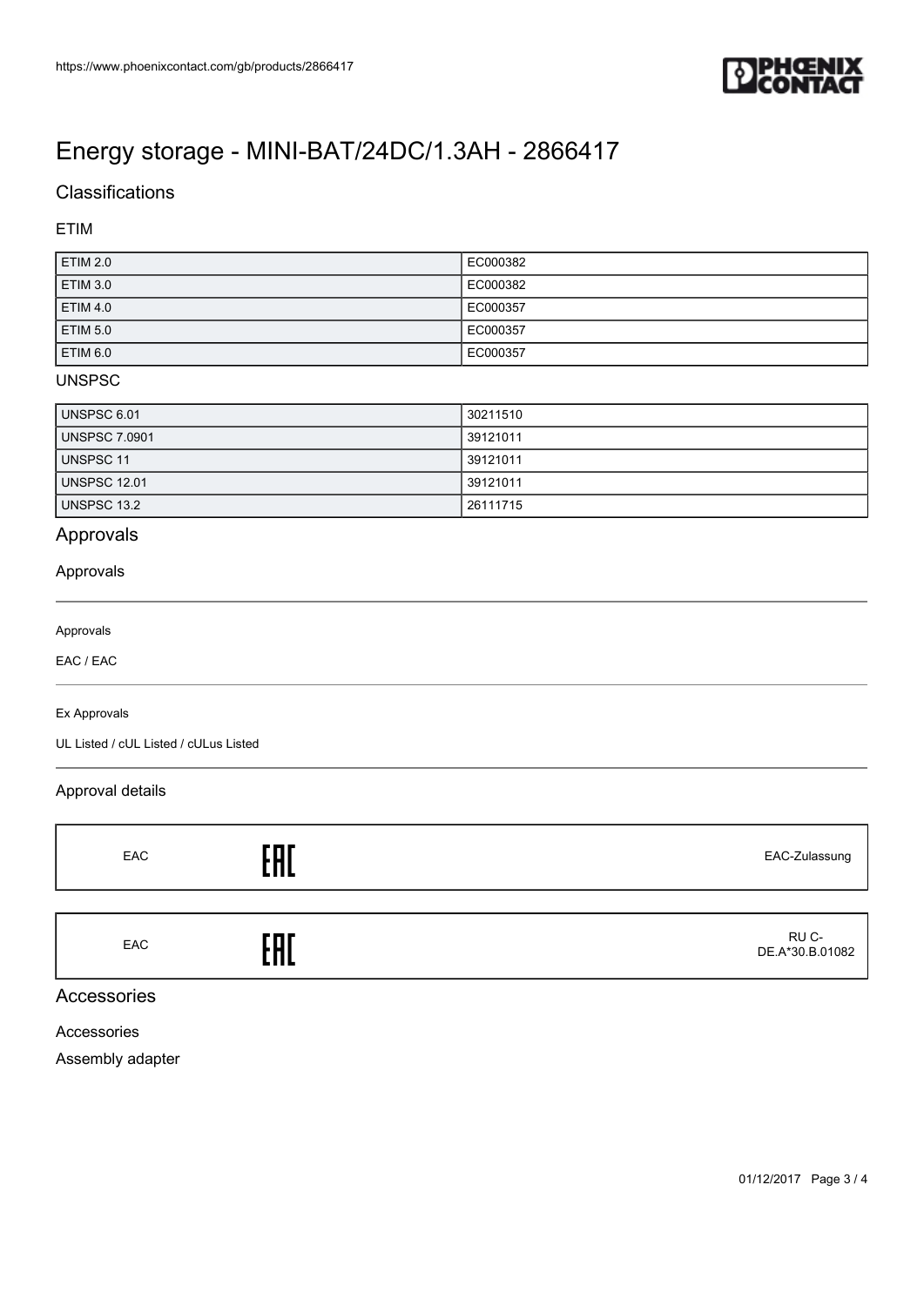# Energy storage - MINI-BAT/24DC/1.3AH - 2866417

## Classifications

### ETIM

| ETIM 2.0 | EC000382 |
|---|---|
| ETIM 3.0 | EC000382 |
| ETIM 4.0 | EC000357 |
| ETIM 5.0 | EC000357 |
| ETIM 6.0 | EC000357 |

### UNSPSC

| UNSPSC 6.01 | 30211510 |
|---|---|
| UNSPSC 7.0901 | 39121011 |
| UNSPSC 11 | 39121011 |
| UNSPSC 12.01 | 39121011 |
| UNSPSC 13.2 | 26111715 |

## Approvals

### Approvals

Approvals

EAC / EAC

Ex Approvals

UL Listed / cUL Listed / cULus Listed

### Approval details

| EAC | EAC | EAC-Zulassung |
|---|---|---|

| EAC | EAC | RU C-DE.A*30.B.01082 |
|---|---|---|

## Accessories

Accessories

Assembly adapter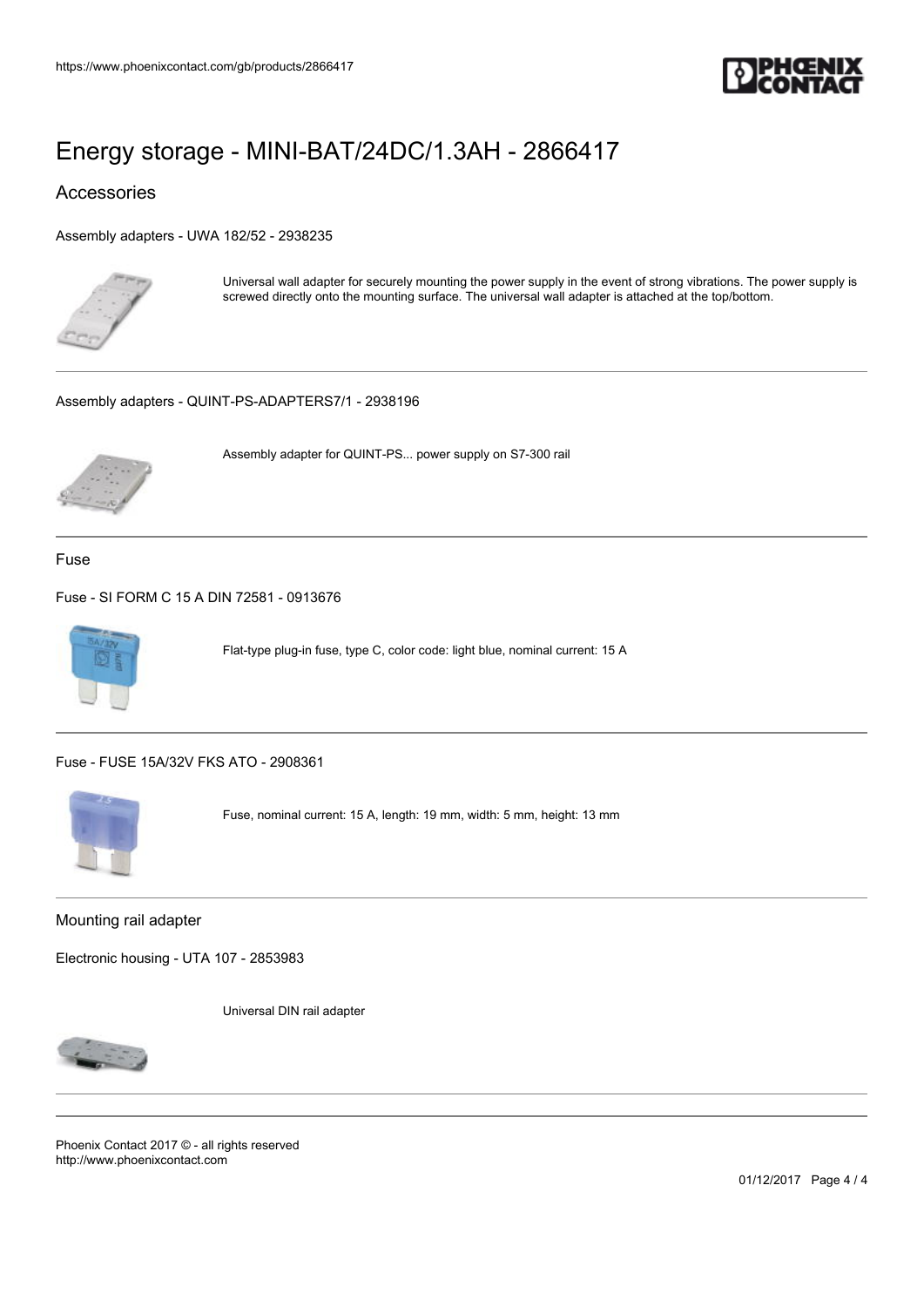# Energy storage - MINI-BAT/24DC/1.3AH - 2866417

## Accessories

### Assembly adapters - UWA 182/52 - 2938235

Universal wall adapter for securely mounting the power supply in the event of strong vibrations. The power supply is screwed directly onto the mounting surface. The universal wall adapter is attached at the top/bottom.

### Assembly adapters - QUINT-PS-ADAPTERS7/1 - 2938196

Assembly adapter for QUINT-PS... power supply on S7-300 rail

## Fuse

### Fuse - SI FORM C 15 A DIN 72581 - 0913676

Flat-type plug-in fuse, type C, color code: light blue, nominal current: 15 A

### Fuse - FUSE 15A/32V FKS ATO - 2908361

Fuse, nominal current: 15 A, length: 19 mm, width: 5 mm, height: 13 mm

## Mounting rail adapter

### Electronic housing - UTA 107 - 2853983

Universal DIN rail adapter

Phoenix Contact 2017 © - all rights reserved
http://www.phoenixcontact.com